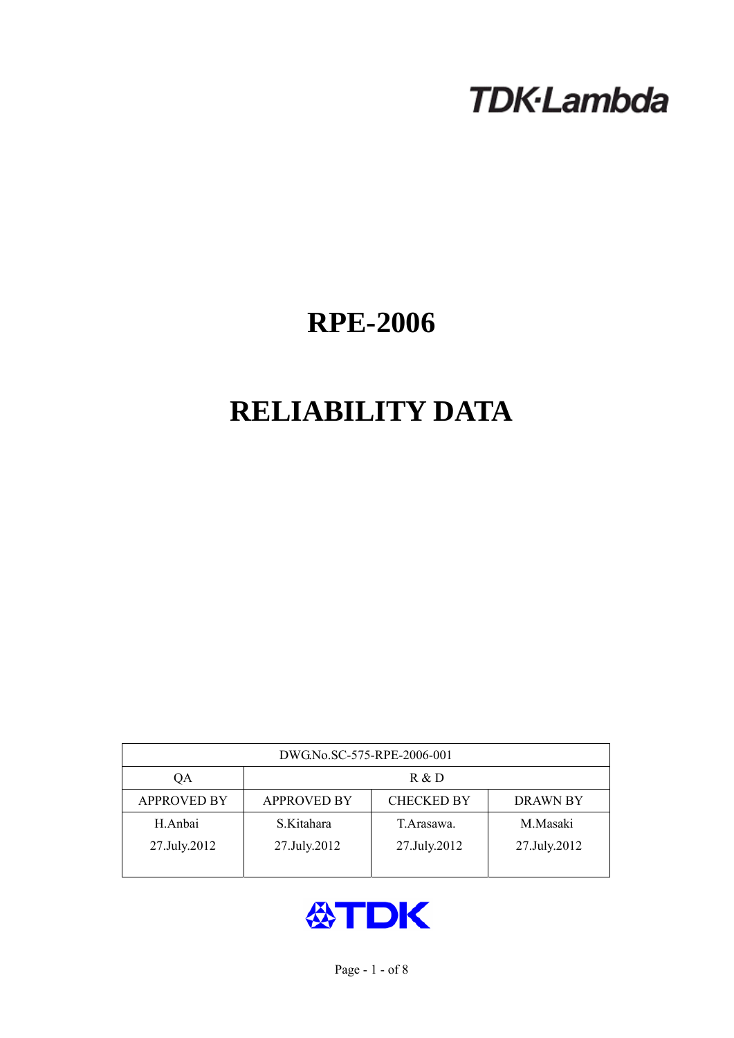TDK·Lambda

# RPE-2006

# RELIABILITY DATA

| DWG.No.SC-575-RPE-2006-001 | | | |
|---|---|---|---|
| QA | R & D | | |
| APPROVED BY | APPROVED BY | CHECKED BY | DRAWN BY |
| H.Anbai<br>27.July.2012 | S.Kitahara<br>27.July.2012 | T.Arasawa.<br>27.July.2012 | M.Masaki<br>27.July.2012 |

TDK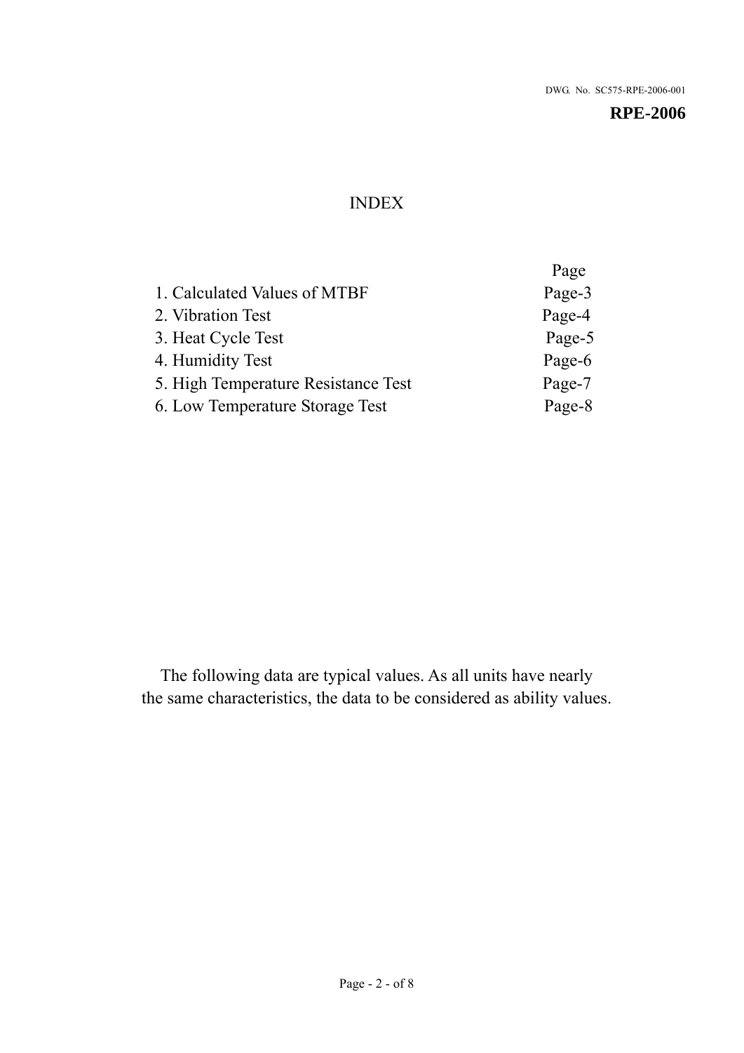DWG. No. SC575-RPE-2006-001

**RPE-2006**

# INDEX

| | Page |
|---|---|
| 1. Calculated Values of MTBF | Page-3 |
| 2. Vibration Test | Page-4 |
| 3. Heat Cycle Test | Page-5 |
| 4. Humidity Test | Page-6 |
| 5. High Temperature Resistance Test | Page-7 |
| 6. Low Temperature Storage Test | Page-8 |

The following data are typical values. As all units have nearly the same characteristics, the data to be considered as ability values.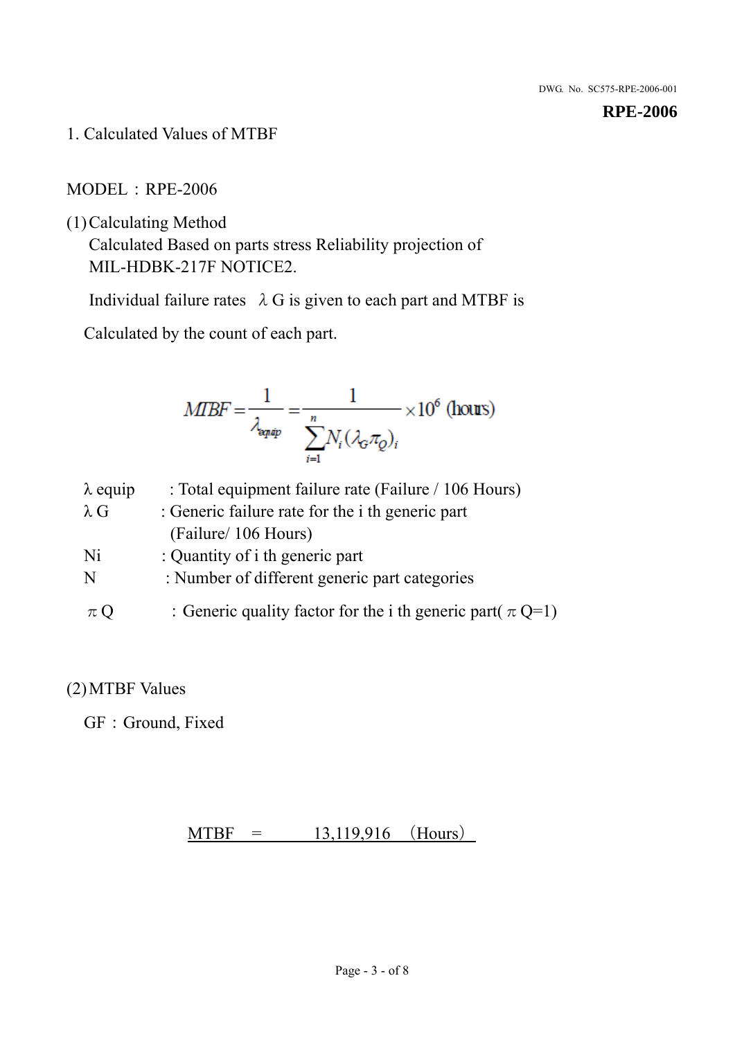# 1. Calculated Values of MTBF

MODEL：RPE-2006

(1) Calculating Method

Calculated Based on parts stress Reliability projection of MIL-HDBK-217F NOTICE2.

Individual failure rates $\lambda G$ is given to each part and MTBF is

Calculated by the count of each part.

$$MTBF = \frac{1}{\lambda_{equip}} = \frac{1}{\sum_{i=1}^{n} N_i (\lambda_G \pi_Q)_i} \times 10^6 \text{ (hours)}$$

| | |
|---|---|
| $\lambda$ equip | : Total equipment failure rate (Failure / 106 Hours) |
| $\lambda$ G | : Generic failure rate for the i th generic part (Failure/ 106 Hours) |
| Ni | : Quantity of i th generic part |
| N | : Number of different generic part categories |
| $\pi$ Q | ：Generic quality factor for the i th generic part( $\pi$ Q=1) |

(2) MTBF Values

GF：Ground, Fixed

MTBF = 13,119,916 （Hours）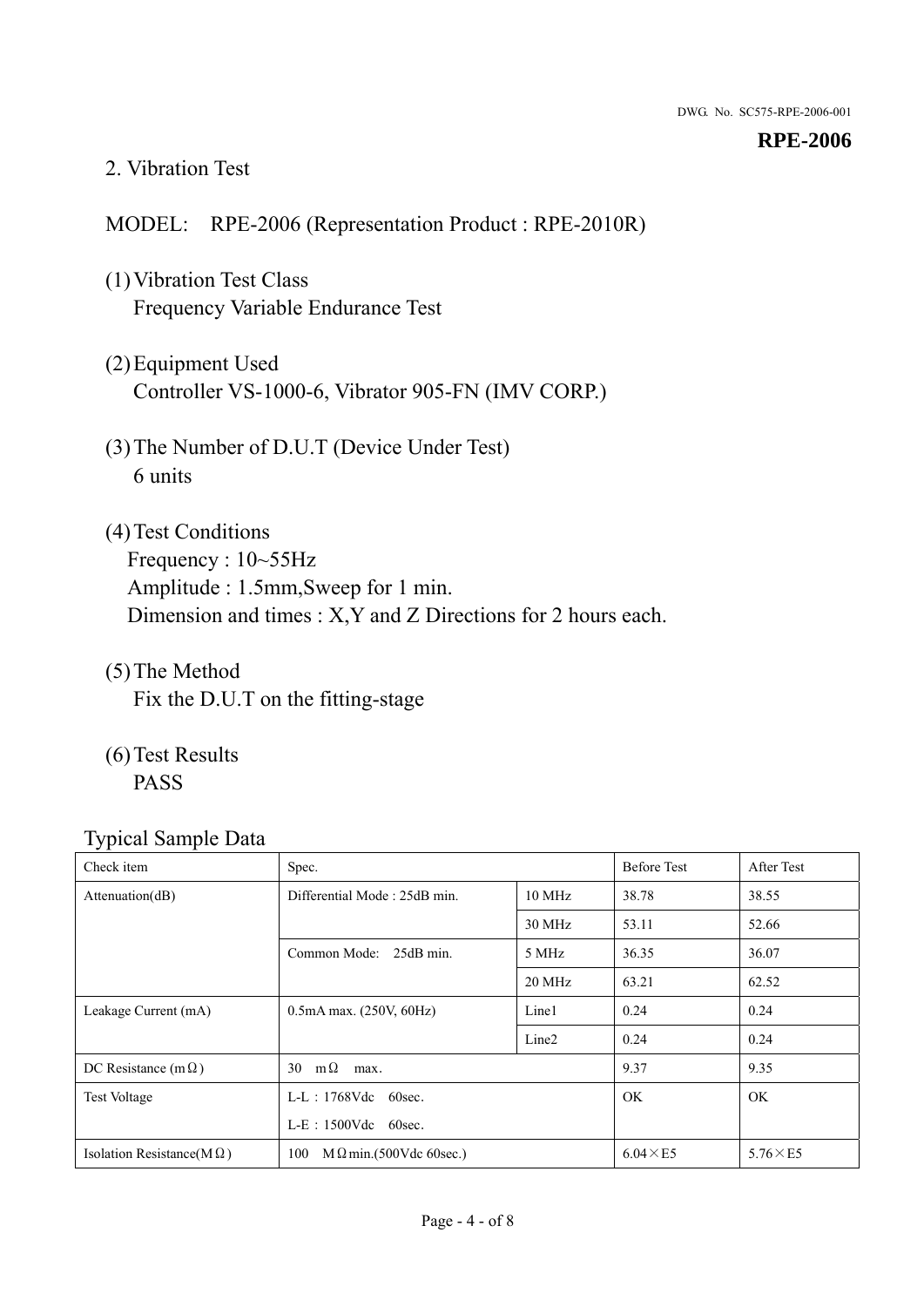## 2. Vibration Test

MODEL:　RPE-2006 (Representation Product : RPE-2010R)

(1) Vibration Test Class
Frequency Variable Endurance Test

(2) Equipment Used
Controller VS-1000-6, Vibrator 905-FN (IMV CORP.)

(3) The Number of D.U.T (Device Under Test)
6 units

(4) Test Conditions
Frequency : 10~55Hz
Amplitude : 1.5mm,Sweep for 1 min.
Dimension and times : X,Y and Z Directions for 2 hours each.

(5) The Method
Fix the D.U.T on the fitting-stage

(6) Test Results
PASS

Typical Sample Data

| Check item | Spec. | | Before Test | After Test |
|---|---|---|---|---|
| Attenuation(dB) | Differential Mode : 25dB min. | 10 MHz | 38.78 | 38.55 |
| | | 30 MHz | 53.11 | 52.66 |
| | Common Mode:　25dB min. | 5 MHz | 36.35 | 36.07 |
| | | 20 MHz | 63.21 | 62.52 |
| Leakage Current (mA) | 0.5mA max. (250V, 60Hz) | Line1 | 0.24 | 0.24 |
| | | Line2 | 0.24 | 0.24 |
| DC Resistance (mΩ) | 30　mΩ　max. | | 9.37 | 9.35 |
| Test Voltage | L-L：1768Vdc　60sec.<br>L-E：1500Vdc　60sec. | | OK | OK |
| Isolation Resistance(MΩ) | 100　MΩmin.(500Vdc 60sec.) | | 6.04×E5 | 5.76×E5 |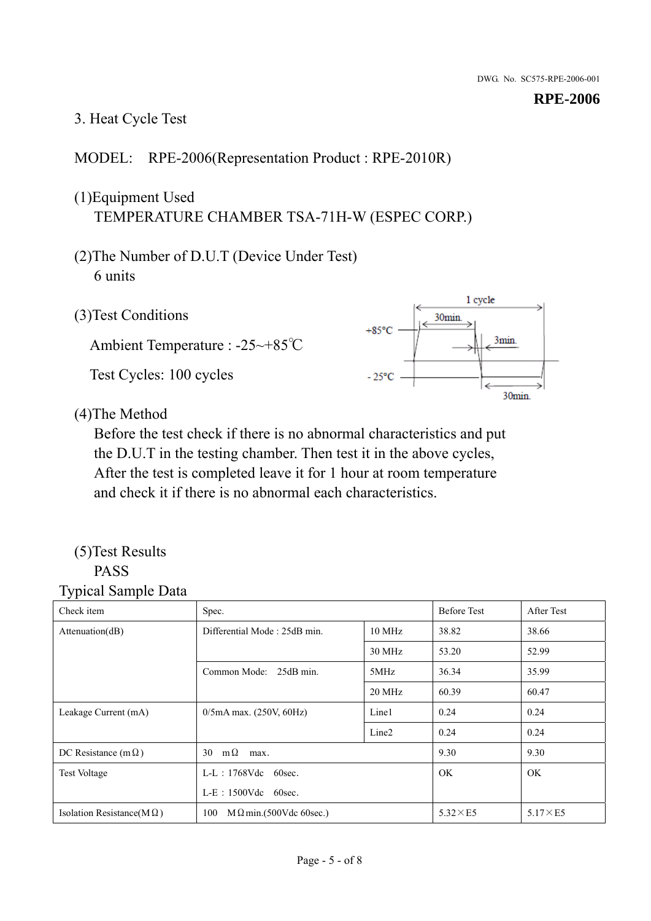# RPE-2006

## 3. Heat Cycle Test

MODEL: RPE-2006(Representation Product : RPE-2010R)

(1)Equipment Used
TEMPERATURE CHAMBER TSA-71H-W (ESPEC CORP.)

(2)The Number of D.U.T (Device Under Test)
6 units

(3)Test Conditions

Ambient Temperature : -25~+85℃

Test Cycles: 100 cycles

1 cycle
30min.
3min.
30min.
+85°C
- 25°C

(4)The Method
Before the test check if there is no abnormal characteristics and put the D.U.T in the testing chamber. Then test it in the above cycles, After the test is completed leave it for 1 hour at room temperature and check it if there is no abnormal each characteristics.

(5)Test Results
PASS

Typical Sample Data

| Check item | Spec. | | Before Test | After Test |
|---|---|---|---|---|
| Attenuation(dB) | Differential Mode : 25dB min. | 10 MHz | 38.82 | 38.66 |
| | | 30 MHz | 53.20 | 52.99 |
| | Common Mode: 25dB min. | 5MHz | 36.34 | 35.99 |
| | | 20 MHz | 60.39 | 60.47 |
| Leakage Current (mA) | 0/5mA max. (250V, 60Hz) | Line1 | 0.24 | 0.24 |
| | | Line2 | 0.24 | 0.24 |
| DC Resistance (mΩ) | 30 mΩ max. | | 9.30 | 9.30 |
| Test Voltage | L-L : 1768Vdc 60sec.<br>L-E : 1500Vdc 60sec. | | OK | OK |
| Isolation Resistance(MΩ) | 100 MΩmin.(500Vdc 60sec.) | | 5.32×E5 | 5.17×E5 |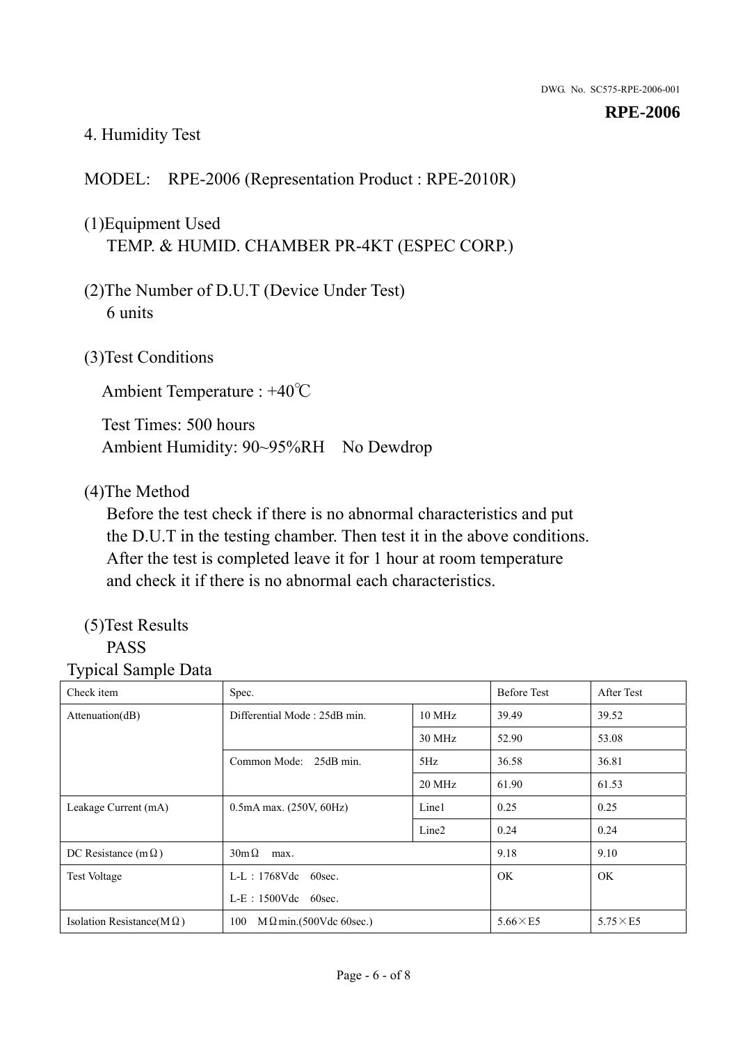## 4. Humidity Test

MODEL: RPE-2006 (Representation Product : RPE-2010R)

(1)Equipment Used
TEMP. & HUMID. CHAMBER PR-4KT (ESPEC CORP.)

(2)The Number of D.U.T (Device Under Test)
6 units

(3)Test Conditions

Ambient Temperature : +40℃

Test Times: 500 hours
Ambient Humidity: 90~95%RH No Dewdrop

(4)The Method
Before the test check if there is no abnormal characteristics and put the D.U.T in the testing chamber. Then test it in the above conditions. After the test is completed leave it for 1 hour at room temperature and check it if there is no abnormal each characteristics.

(5)Test Results
PASS

Typical Sample Data

| Check item | Spec. | | Before Test | After Test |
|---|---|---|---|---|
| Attenuation(dB) | Differential Mode : 25dB min. | 10 MHz | 39.49 | 39.52 |
| | | 30 MHz | 52.90 | 53.08 |
| | Common Mode: 25dB min. | 5Hz | 36.58 | 36.81 |
| | | 20 MHz | 61.90 | 61.53 |
| Leakage Current (mA) | 0.5mA max. (250V, 60Hz) | Line1 | 0.25 | 0.25 |
| | | Line2 | 0.24 | 0.24 |
| DC Resistance (mΩ) | 30mΩ max. | | 9.18 | 9.10 |
| Test Voltage | L-L：1768Vdc 60sec.<br>L-E：1500Vdc 60sec. | | OK | OK |
| Isolation Resistance(MΩ) | 100 MΩmin.(500Vdc 60sec.) | | 5.66×E5 | 5.75×E5 |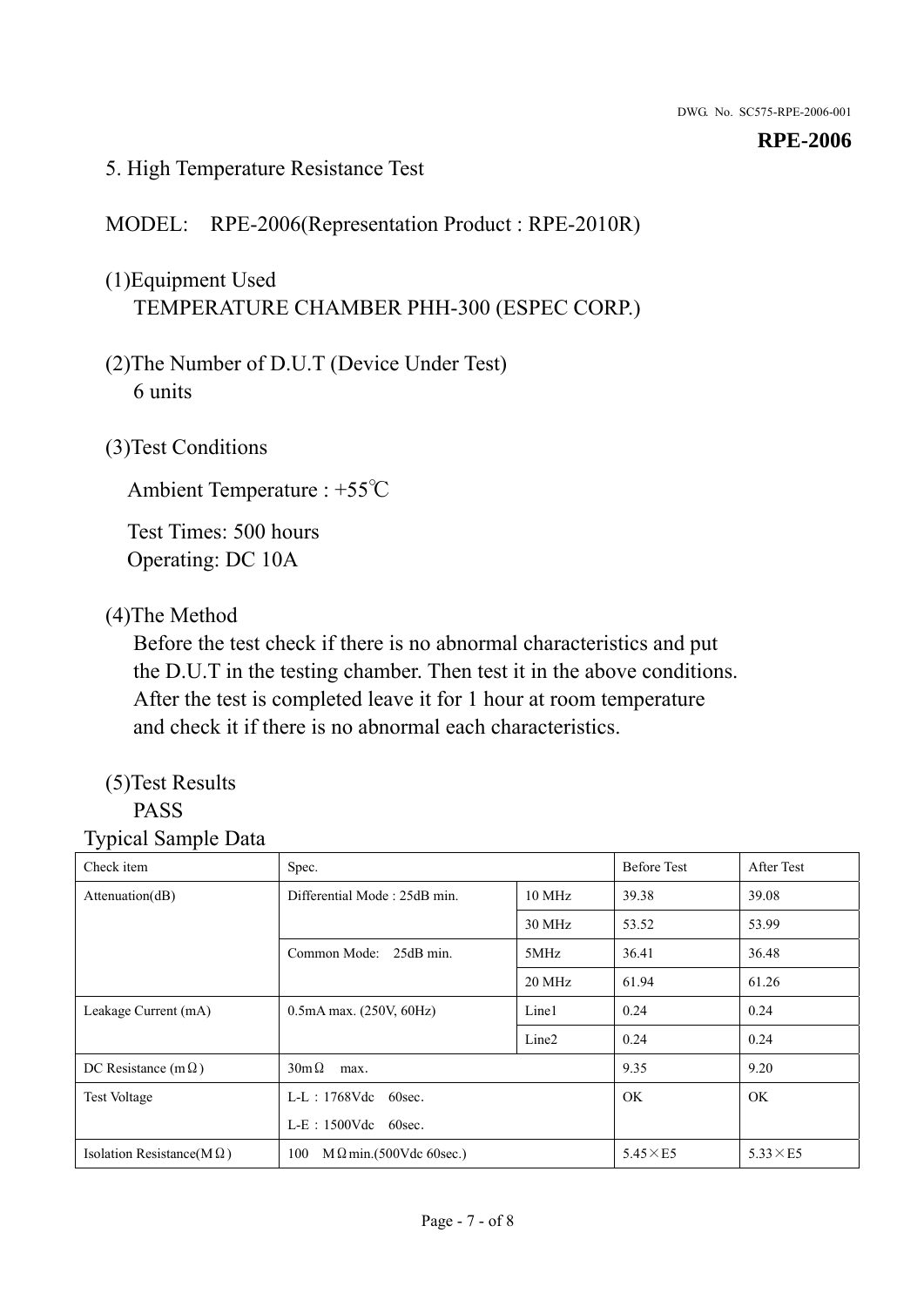# 5. High Temperature Resistance Test

MODEL: RPE-2006(Representation Product : RPE-2010R)

(1)Equipment Used
TEMPERATURE CHAMBER PHH-300 (ESPEC CORP.)

(2)The Number of D.U.T (Device Under Test)
6 units

(3)Test Conditions

Ambient Temperature : +55℃

Test Times: 500 hours
Operating: DC 10A

(4)The Method
Before the test check if there is no abnormal characteristics and put the D.U.T in the testing chamber. Then test it in the above conditions. After the test is completed leave it for 1 hour at room temperature and check it if there is no abnormal each characteristics.

(5)Test Results
PASS

Typical Sample Data

| Check item | Spec. | | Before Test | After Test |
|---|---|---|---|---|
| Attenuation(dB) | Differential Mode : 25dB min. | 10 MHz | 39.38 | 39.08 |
| | | 30 MHz | 53.52 | 53.99 |
| | Common Mode: 25dB min. | 5MHz | 36.41 | 36.48 |
| | | 20 MHz | 61.94 | 61.26 |
| Leakage Current (mA) | 0.5mA max. (250V, 60Hz) | Line1 | 0.24 | 0.24 |
| | | Line2 | 0.24 | 0.24 |
| DC Resistance (mΩ) | 30mΩ max. | | 9.35 | 9.20 |
| Test Voltage | L-L：1768Vdc 60sec.<br>L-E：1500Vdc 60sec. | | OK | OK |
| Isolation Resistance(MΩ) | 100 MΩmin.(500Vdc 60sec.) | | 5.45×E5 | 5.33×E5 |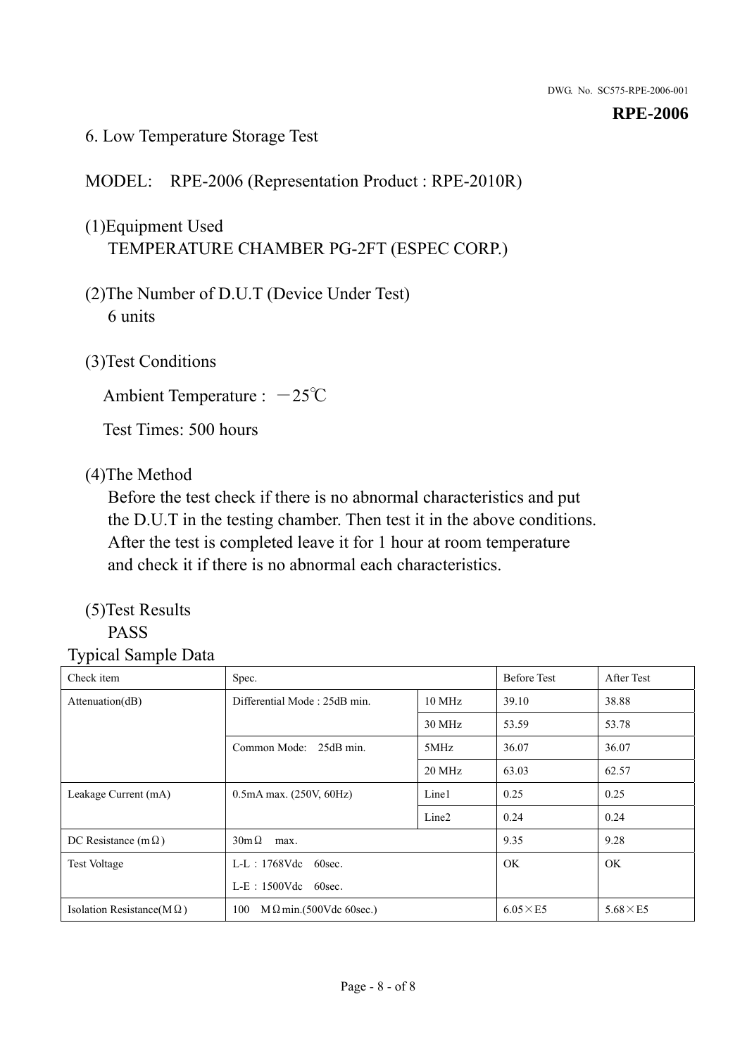DWG. No. SC575-RPE-2006-001

**RPE-2006**

6. Low Temperature Storage Test

MODEL:　RPE-2006 (Representation Product : RPE-2010R)

(1)Equipment Used
TEMPERATURE CHAMBER PG-2FT (ESPEC CORP.)

(2)The Number of D.U.T (Device Under Test)
6 units

(3)Test Conditions

Ambient Temperature : －25℃

Test Times: 500 hours

(4)The Method
Before the test check if there is no abnormal characteristics and put the D.U.T in the testing chamber. Then test it in the above conditions. After the test is completed leave it for 1 hour at room temperature and check it if there is no abnormal each characteristics.

(5)Test Results
PASS

Typical Sample Data

| Check item | Spec. | | Before Test | After Test |
|---|---|---|---|---|
| Attenuation(dB) | Differential Mode : 25dB min. | 10 MHz | 39.10 | 38.88 |
| | | 30 MHz | 53.59 | 53.78 |
| | Common Mode:　25dB min. | 5MHz | 36.07 | 36.07 |
| | | 20 MHz | 63.03 | 62.57 |
| Leakage Current (mA) | 0.5mA max. (250V, 60Hz) | Line1 | 0.25 | 0.25 |
| | | Line2 | 0.24 | 0.24 |
| DC Resistance (mΩ) | 30mΩ　max. | | 9.35 | 9.28 |
| Test Voltage | L-L：1768Vdc　60sec. L-E：1500Vdc　60sec. | | OK | OK |
| Isolation Resistance(MΩ) | 100　MΩmin.(500Vdc 60sec.) | | 6.05×E5 | 5.68×E5 |